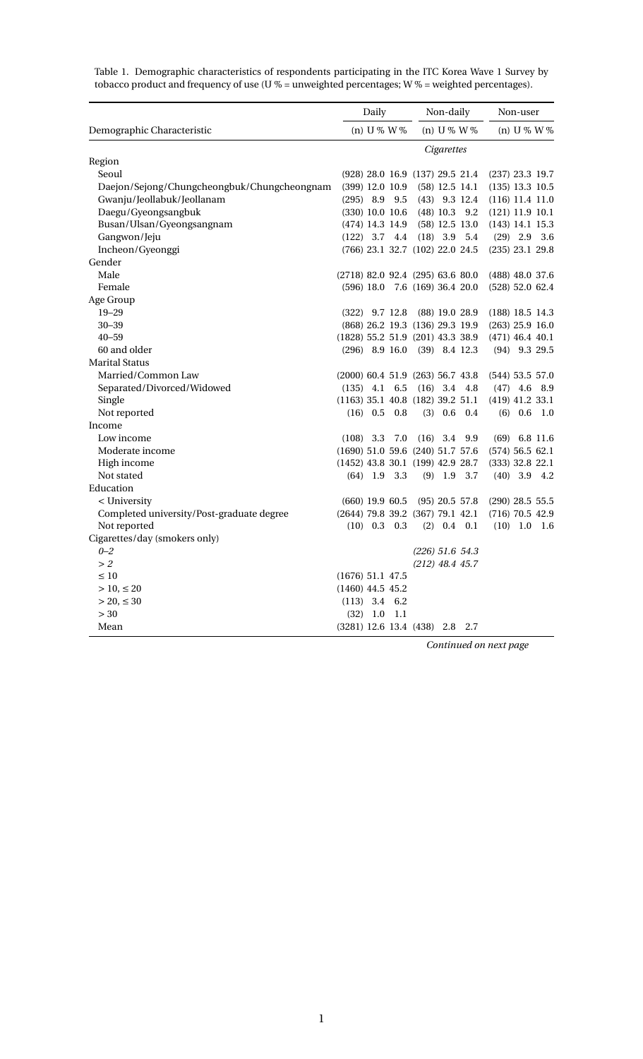Table 1. Demographic characteristics of respondents participating in the ITC Korea Wave 1 Survey by tobacco product and frequency of use (U % = unweighted percentages; W % = weighted percentages).

| Demographic Characteristic | Daily (n) | Daily U % | Daily W % | Non-daily (n) | Non-daily U % | Non-daily W % | Non-user (n) | Non-user U % | Non-user W % |
|---|---|---|---|---|---|---|---|---|---|
| | | | | *Cigarettes* | | | | | |
| Region | | | | | | | | | |
| Seoul | (928) | 28.0 | 16.9 | (137) | 29.5 | 21.4 | (237) | 23.3 | 19.7 |
| Daejon/Sejong/Chungcheongbuk/Chungcheongnam | (399) | 12.0 | 10.9 | (58) | 12.5 | 14.1 | (135) | 13.3 | 10.5 |
| Gwanju/Jeollabuk/Jeollanam | (295) | 8.9 | 9.5 | (43) | 9.3 | 12.4 | (116) | 11.4 | 11.0 |
| Daegu/Gyeongsangbuk | (330) | 10.0 | 10.6 | (48) | 10.3 | 9.2 | (121) | 11.9 | 10.1 |
| Busan/Ulsan/Gyeongsangnam | (474) | 14.3 | 14.9 | (58) | 12.5 | 13.0 | (143) | 14.1 | 15.3 |
| Gangwon/Jeju | (122) | 3.7 | 4.4 | (18) | 3.9 | 5.4 | (29) | 2.9 | 3.6 |
| Incheon/Gyeonggi | (766) | 23.1 | 32.7 | (102) | 22.0 | 24.5 | (235) | 23.1 | 29.8 |
| Gender | | | | | | | | | |
| Male | (2718) | 82.0 | 92.4 | (295) | 63.6 | 80.0 | (488) | 48.0 | 37.6 |
| Female | (596) | 18.0 | 7.6 | (169) | 36.4 | 20.0 | (528) | 52.0 | 62.4 |
| Age Group | | | | | | | | | |
| 19–29 | (322) | 9.7 | 12.8 | (88) | 19.0 | 28.9 | (188) | 18.5 | 14.3 |
| 30–39 | (868) | 26.2 | 19.3 | (136) | 29.3 | 19.9 | (263) | 25.9 | 16.0 |
| 40–59 | (1828) | 55.2 | 51.9 | (201) | 43.3 | 38.9 | (471) | 46.4 | 40.1 |
| 60 and older | (296) | 8.9 | 16.0 | (39) | 8.4 | 12.3 | (94) | 9.3 | 29.5 |
| Marital Status | | | | | | | | | |
| Married/Common Law | (2000) | 60.4 | 51.9 | (263) | 56.7 | 43.8 | (544) | 53.5 | 57.0 |
| Separated/Divorced/Widowed | (135) | 4.1 | 6.5 | (16) | 3.4 | 4.8 | (47) | 4.6 | 8.9 |
| Single | (1163) | 35.1 | 40.8 | (182) | 39.2 | 51.1 | (419) | 41.2 | 33.1 |
| Not reported | (16) | 0.5 | 0.8 | (3) | 0.6 | 0.4 | (6) | 0.6 | 1.0 |
| Income | | | | | | | | | |
| Low income | (108) | 3.3 | 7.0 | (16) | 3.4 | 9.9 | (69) | 6.8 | 11.6 |
| Moderate income | (1690) | 51.0 | 59.6 | (240) | 51.7 | 57.6 | (574) | 56.5 | 62.1 |
| High income | (1452) | 43.8 | 30.1 | (199) | 42.9 | 28.7 | (333) | 32.8 | 22.1 |
| Not stated | (64) | 1.9 | 3.3 | (9) | 1.9 | 3.7 | (40) | 3.9 | 4.2 |
| Education | | | | | | | | | |
| < University | (660) | 19.9 | 60.5 | (95) | 20.5 | 57.8 | (290) | 28.5 | 55.5 |
| Completed university/Post-graduate degree | (2644) | 79.8 | 39.2 | (367) | 79.1 | 42.1 | (716) | 70.5 | 42.9 |
| Not reported | (10) | 0.3 | 0.3 | (2) | 0.4 | 0.1 | (10) | 1.0 | 1.6 |
| Cigarettes/day (smokers only) | | | | | | | | | |
| *0–2* | | | | *(226)* | *51.6* | *54.3* | | | |
| *> 2* | | | | *(212)* | *48.4* | *45.7* | | | |
| ≤ 10 | (1676) | 51.1 | 47.5 | | | | | | |
| > 10, ≤ 20 | (1460) | 44.5 | 45.2 | | | | | | |
| > 20, ≤ 30 | (113) | 3.4 | 6.2 | | | | | | |
| > 30 | (32) | 1.0 | 1.1 | | | | | | |
| Mean | (3281) | 12.6 | 13.4 | (438) | 2.8 | 2.7 | | | |

*Continued on next page*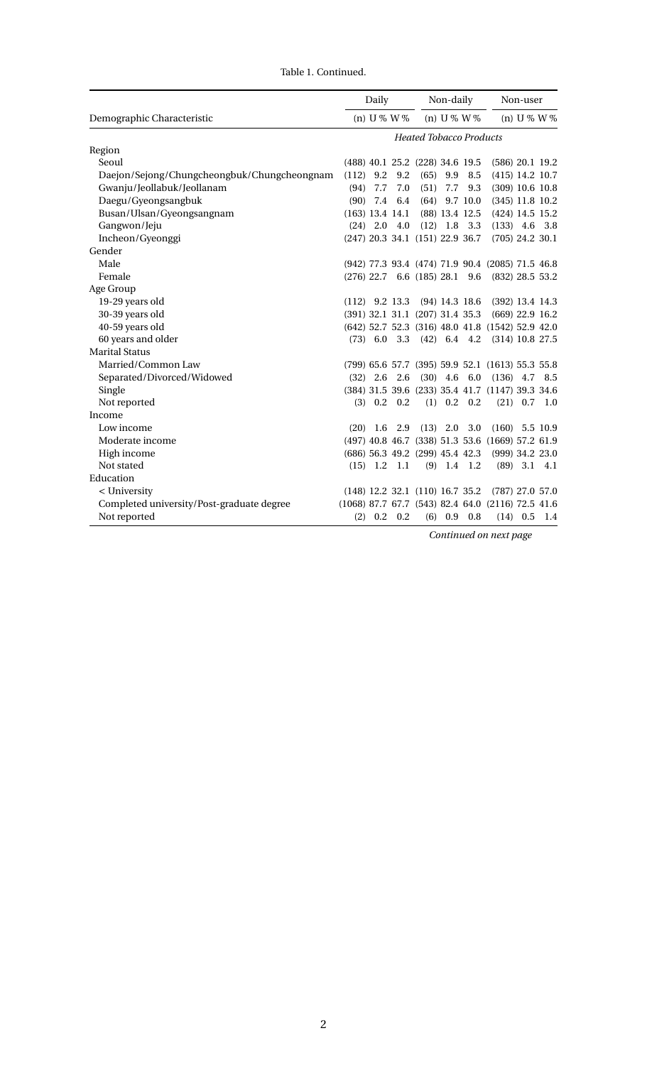Table 1. Continued.

| Demographic Characteristic | Daily (n) | Daily U % | Daily W % | Non-daily (n) | Non-daily U % | Non-daily W % | Non-user (n) | Non-user U % | Non-user W % |
|---|---|---|---|---|---|---|---|---|---|
| | *Heated Tobacco Products* | | | | | | | | |
| Region | | | | | | | | | |
| Seoul | (488) | 40.1 | 25.2 | (228) | 34.6 | 19.5 | (586) | 20.1 | 19.2 |
| Daejon/Sejong/Chungcheongbuk/Chungcheongnam | (112) | 9.2 | 9.2 | (65) | 9.9 | 8.5 | (415) | 14.2 | 10.7 |
| Gwanju/Jeollabuk/Jeollanam | (94) | 7.7 | 7.0 | (51) | 7.7 | 9.3 | (309) | 10.6 | 10.8 |
| Daegu/Gyeongsangbuk | (90) | 7.4 | 6.4 | (64) | 9.7 | 10.0 | (345) | 11.8 | 10.2 |
| Busan/Ulsan/Gyeongsangnam | (163) | 13.4 | 14.1 | (88) | 13.4 | 12.5 | (424) | 14.5 | 15.2 |
| Gangwon/Jeju | (24) | 2.0 | 4.0 | (12) | 1.8 | 3.3 | (133) | 4.6 | 3.8 |
| Incheon/Gyeonggi | (247) | 20.3 | 34.1 | (151) | 22.9 | 36.7 | (705) | 24.2 | 30.1 |
| Gender | | | | | | | | | |
| Male | (942) | 77.3 | 93.4 | (474) | 71.9 | 90.4 | (2085) | 71.5 | 46.8 |
| Female | (276) | 22.7 | 6.6 | (185) | 28.1 | 9.6 | (832) | 28.5 | 53.2 |
| Age Group | | | | | | | | | |
| 19-29 years old | (112) | 9.2 | 13.3 | (94) | 14.3 | 18.6 | (392) | 13.4 | 14.3 |
| 30-39 years old | (391) | 32.1 | 31.1 | (207) | 31.4 | 35.3 | (669) | 22.9 | 16.2 |
| 40-59 years old | (642) | 52.7 | 52.3 | (316) | 48.0 | 41.8 | (1542) | 52.9 | 42.0 |
| 60 years and older | (73) | 6.0 | 3.3 | (42) | 6.4 | 4.2 | (314) | 10.8 | 27.5 |
| Marital Status | | | | | | | | | |
| Married/Common Law | (799) | 65.6 | 57.7 | (395) | 59.9 | 52.1 | (1613) | 55.3 | 55.8 |
| Separated/Divorced/Widowed | (32) | 2.6 | 2.6 | (30) | 4.6 | 6.0 | (136) | 4.7 | 8.5 |
| Single | (384) | 31.5 | 39.6 | (233) | 35.4 | 41.7 | (1147) | 39.3 | 34.6 |
| Not reported | (3) | 0.2 | 0.2 | (1) | 0.2 | 0.2 | (21) | 0.7 | 1.0 |
| Income | | | | | | | | | |
| Low income | (20) | 1.6 | 2.9 | (13) | 2.0 | 3.0 | (160) | 5.5 | 10.9 |
| Moderate income | (497) | 40.8 | 46.7 | (338) | 51.3 | 53.6 | (1669) | 57.2 | 61.9 |
| High income | (686) | 56.3 | 49.2 | (299) | 45.4 | 42.3 | (999) | 34.2 | 23.0 |
| Not stated | (15) | 1.2 | 1.1 | (9) | 1.4 | 1.2 | (89) | 3.1 | 4.1 |
| Education | | | | | | | | | |
| < University | (148) | 12.2 | 32.1 | (110) | 16.7 | 35.2 | (787) | 27.0 | 57.0 |
| Completed university/Post-graduate degree | (1068) | 87.7 | 67.7 | (543) | 82.4 | 64.0 | (2116) | 72.5 | 41.6 |
| Not reported | (2) | 0.2 | 0.2 | (6) | 0.9 | 0.8 | (14) | 0.5 | 1.4 |

*Continued on next page*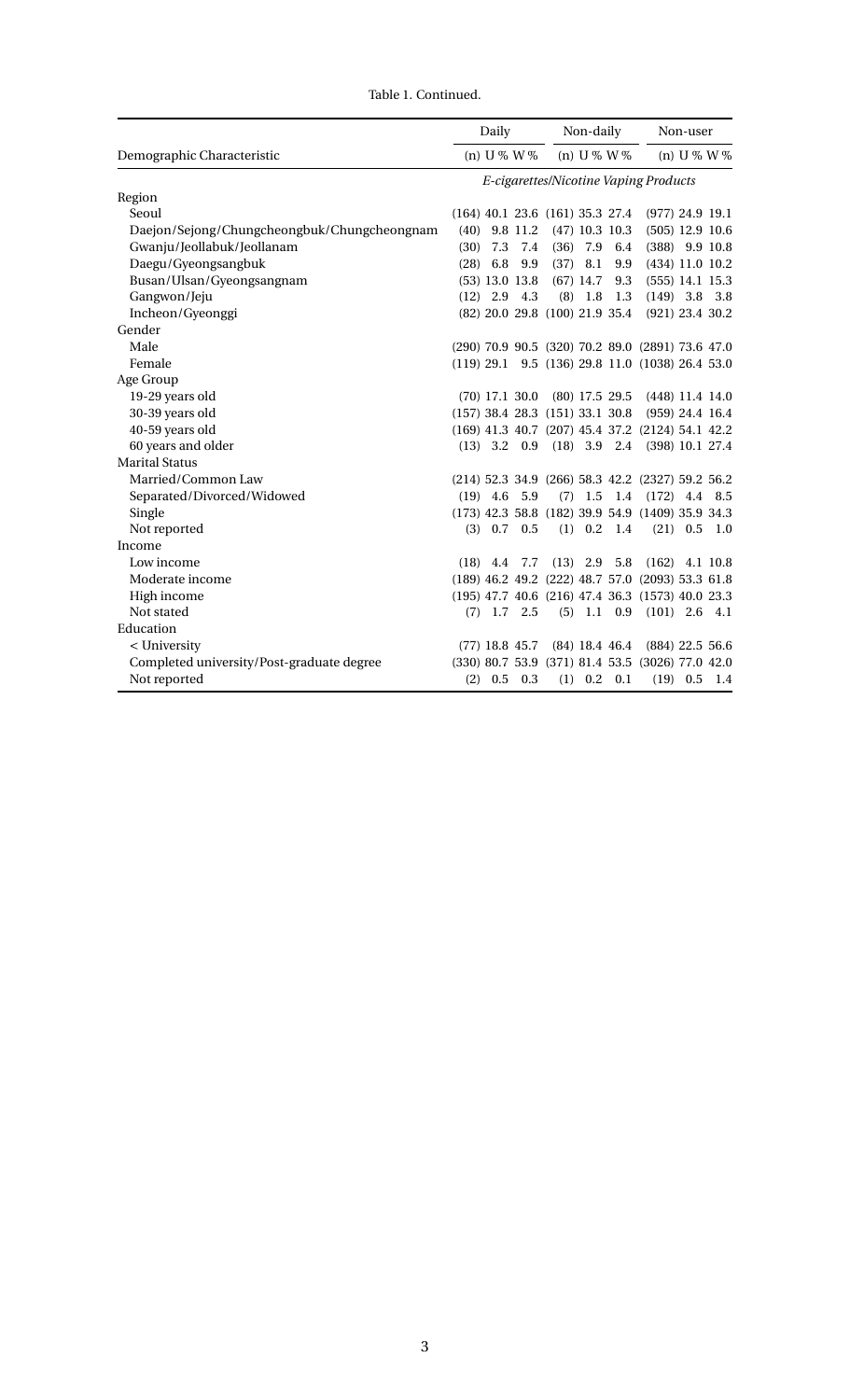Table 1. Continued.

| Demographic Characteristic | Daily (n) | Daily U % | Daily W % | Non-daily (n) | Non-daily U % | Non-daily W % | Non-user (n) | Non-user U % | Non-user W % |
|---|---|---|---|---|---|---|---|---|---|
| | *E-cigarettes/Nicotine Vaping Products* | | | | | | | | |
| Region | | | | | | | | | |
| Seoul | (164) | 40.1 | 23.6 | (161) | 35.3 | 27.4 | (977) | 24.9 | 19.1 |
| Daejon/Sejong/Chungcheongbuk/Chungcheongnam | (40) | 9.8 | 11.2 | (47) | 10.3 | 10.3 | (505) | 12.9 | 10.6 |
| Gwanju/Jeollabuk/Jeollanam | (30) | 7.3 | 7.4 | (36) | 7.9 | 6.4 | (388) | 9.9 | 10.8 |
| Daegu/Gyeongsangbuk | (28) | 6.8 | 9.9 | (37) | 8.1 | 9.9 | (434) | 11.0 | 10.2 |
| Busan/Ulsan/Gyeongsangnam | (53) | 13.0 | 13.8 | (67) | 14.7 | 9.3 | (555) | 14.1 | 15.3 |
| Gangwon/Jeju | (12) | 2.9 | 4.3 | (8) | 1.8 | 1.3 | (149) | 3.8 | 3.8 |
| Incheon/Gyeonggi | (82) | 20.0 | 29.8 | (100) | 21.9 | 35.4 | (921) | 23.4 | 30.2 |
| Gender | | | | | | | | | |
| Male | (290) | 70.9 | 90.5 | (320) | 70.2 | 89.0 | (2891) | 73.6 | 47.0 |
| Female | (119) | 29.1 | 9.5 | (136) | 29.8 | 11.0 | (1038) | 26.4 | 53.0 |
| Age Group | | | | | | | | | |
| 19-29 years old | (70) | 17.1 | 30.0 | (80) | 17.5 | 29.5 | (448) | 11.4 | 14.0 |
| 30-39 years old | (157) | 38.4 | 28.3 | (151) | 33.1 | 30.8 | (959) | 24.4 | 16.4 |
| 40-59 years old | (169) | 41.3 | 40.7 | (207) | 45.4 | 37.2 | (2124) | 54.1 | 42.2 |
| 60 years and older | (13) | 3.2 | 0.9 | (18) | 3.9 | 2.4 | (398) | 10.1 | 27.4 |
| Marital Status | | | | | | | | | |
| Married/Common Law | (214) | 52.3 | 34.9 | (266) | 58.3 | 42.2 | (2327) | 59.2 | 56.2 |
| Separated/Divorced/Widowed | (19) | 4.6 | 5.9 | (7) | 1.5 | 1.4 | (172) | 4.4 | 8.5 |
| Single | (173) | 42.3 | 58.8 | (182) | 39.9 | 54.9 | (1409) | 35.9 | 34.3 |
| Not reported | (3) | 0.7 | 0.5 | (1) | 0.2 | 1.4 | (21) | 0.5 | 1.0 |
| Income | | | | | | | | | |
| Low income | (18) | 4.4 | 7.7 | (13) | 2.9 | 5.8 | (162) | 4.1 | 10.8 |
| Moderate income | (189) | 46.2 | 49.2 | (222) | 48.7 | 57.0 | (2093) | 53.3 | 61.8 |
| High income | (195) | 47.7 | 40.6 | (216) | 47.4 | 36.3 | (1573) | 40.0 | 23.3 |
| Not stated | (7) | 1.7 | 2.5 | (5) | 1.1 | 0.9 | (101) | 2.6 | 4.1 |
| Education | | | | | | | | | |
| < University | (77) | 18.8 | 45.7 | (84) | 18.4 | 46.4 | (884) | 22.5 | 56.6 |
| Completed university/Post-graduate degree | (330) | 80.7 | 53.9 | (371) | 81.4 | 53.5 | (3026) | 77.0 | 42.0 |
| Not reported | (2) | 0.5 | 0.3 | (1) | 0.2 | 0.1 | (19) | 0.5 | 1.4 |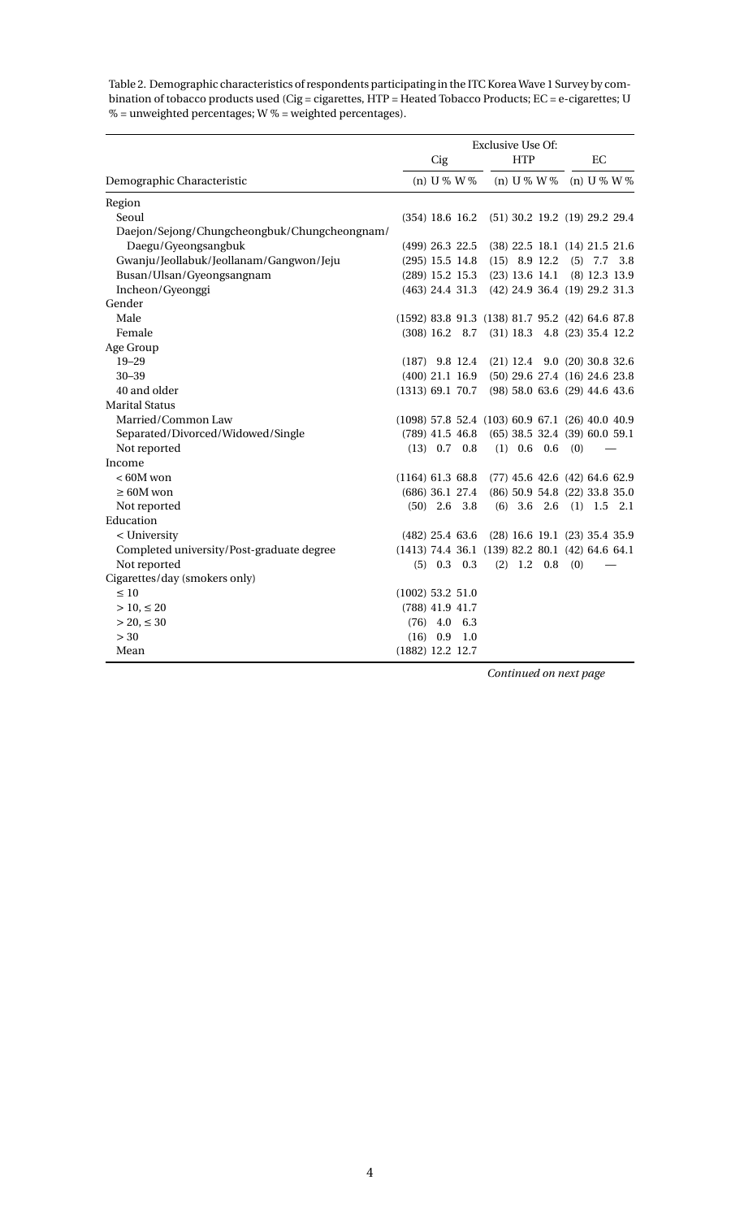Table 2. Demographic characteristics of respondents participating in the ITC Korea Wave 1 Survey by combination of tobacco products used (Cig = cigarettes, HTP = Heated Tobacco Products; EC = e-cigarettes; U % = unweighted percentages; W % = weighted percentages).

| | Exclusive Use Of: | | | | | | | | |
|---|---|---|---|---|---|---|---|---|---|
| | Cig | | | HTP | | | EC | | |
| Demographic Characteristic | (n) | U % | W % | (n) | U % | W % | (n) | U % | W % |
| Region | | | | | | | | | |
| Seoul | (354) | 18.6 | 16.2 | (51) | 30.2 | 19.2 | (19) | 29.2 | 29.4 |
| Daejon/Sejong/Chungcheongbuk/Chungcheongnam/ Daegu/Gyeongsangbuk | (499) | 26.3 | 22.5 | (38) | 22.5 | 18.1 | (14) | 21.5 | 21.6 |
| Gwanju/Jeollabuk/Jeollanam/Gangwon/Jeju | (295) | 15.5 | 14.8 | (15) | 8.9 | 12.2 | (5) | 7.7 | 3.8 |
| Busan/Ulsan/Gyeongsangnam | (289) | 15.2 | 15.3 | (23) | 13.6 | 14.1 | (8) | 12.3 | 13.9 |
| Incheon/Gyeonggi | (463) | 24.4 | 31.3 | (42) | 24.9 | 36.4 | (19) | 29.2 | 31.3 |
| Gender | | | | | | | | | |
| Male | (1592) | 83.8 | 91.3 | (138) | 81.7 | 95.2 | (42) | 64.6 | 87.8 |
| Female | (308) | 16.2 | 8.7 | (31) | 18.3 | 4.8 | (23) | 35.4 | 12.2 |
| Age Group | | | | | | | | | |
| 19–29 | (187) | 9.8 | 12.4 | (21) | 12.4 | 9.0 | (20) | 30.8 | 32.6 |
| 30–39 | (400) | 21.1 | 16.9 | (50) | 29.6 | 27.4 | (16) | 24.6 | 23.8 |
| 40 and older | (1313) | 69.1 | 70.7 | (98) | 58.0 | 63.6 | (29) | 44.6 | 43.6 |
| Marital Status | | | | | | | | | |
| Married/Common Law | (1098) | 57.8 | 52.4 | (103) | 60.9 | 67.1 | (26) | 40.0 | 40.9 |
| Separated/Divorced/Widowed/Single | (789) | 41.5 | 46.8 | (65) | 38.5 | 32.4 | (39) | 60.0 | 59.1 |
| Not reported | (13) | 0.7 | 0.8 | (1) | 0.6 | 0.6 | (0) | | — |
| Income | | | | | | | | | |
| < 60M won | (1164) | 61.3 | 68.8 | (77) | 45.6 | 42.6 | (42) | 64.6 | 62.9 |
| ≥ 60M won | (686) | 36.1 | 27.4 | (86) | 50.9 | 54.8 | (22) | 33.8 | 35.0 |
| Not reported | (50) | 2.6 | 3.8 | (6) | 3.6 | 2.6 | (1) | 1.5 | 2.1 |
| Education | | | | | | | | | |
| < University | (482) | 25.4 | 63.6 | (28) | 16.6 | 19.1 | (23) | 35.4 | 35.9 |
| Completed university/Post-graduate degree | (1413) | 74.4 | 36.1 | (139) | 82.2 | 80.1 | (42) | 64.6 | 64.1 |
| Not reported | (5) | 0.3 | 0.3 | (2) | 1.2 | 0.8 | (0) | | — |
| Cigarettes/day (smokers only) | | | | | | | | | |
| ≤ 10 | (1002) | 53.2 | 51.0 | | | | | | |
| > 10, ≤ 20 | (788) | 41.9 | 41.7 | | | | | | |
| > 20, ≤ 30 | (76) | 4.0 | 6.3 | | | | | | |
| > 30 | (16) | 0.9 | 1.0 | | | | | | |
| Mean | (1882) | 12.2 | 12.7 | | | | | | |

*Continued on next page*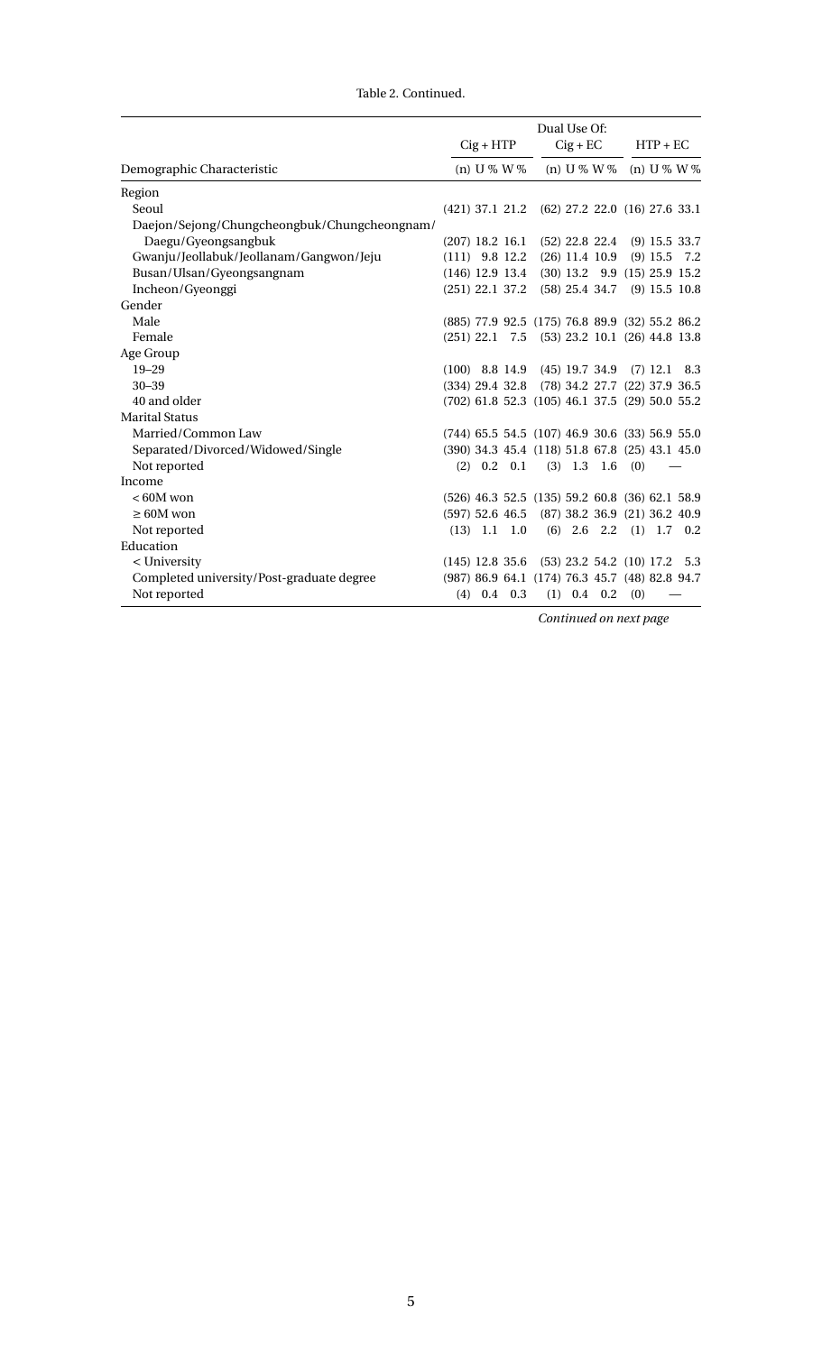Table 2. Continued.

| | Dual Use Of: | | | | | | | | |
|---|---|---|---|---|---|---|---|---|---|
| | Cig + HTP | | | Cig + EC | | | HTP + EC | | |
| Demographic Characteristic | (n) | U % | W % | (n) | U % | W % | (n) | U % | W % |
| Region | | | | | | | | | |
| Seoul | (421) | 37.1 | 21.2 | (62) | 27.2 | 22.0 | (16) | 27.6 | 33.1 |
| Daejon/Sejong/Chungcheongbuk/Chungcheongnam/ Daegu/Gyeongsangbuk | (207) | 18.2 | 16.1 | (52) | 22.8 | 22.4 | (9) | 15.5 | 33.7 |
| Gwanju/Jeollabuk/Jeollanam/Gangwon/Jeju | (111) | 9.8 | 12.2 | (26) | 11.4 | 10.9 | (9) | 15.5 | 7.2 |
| Busan/Ulsan/Gyeongsangnam | (146) | 12.9 | 13.4 | (30) | 13.2 | 9.9 | (15) | 25.9 | 15.2 |
| Incheon/Gyeonggi | (251) | 22.1 | 37.2 | (58) | 25.4 | 34.7 | (9) | 15.5 | 10.8 |
| Gender | | | | | | | | | |
| Male | (885) | 77.9 | 92.5 | (175) | 76.8 | 89.9 | (32) | 55.2 | 86.2 |
| Female | (251) | 22.1 | 7.5 | (53) | 23.2 | 10.1 | (26) | 44.8 | 13.8 |
| Age Group | | | | | | | | | |
| 19–29 | (100) | 8.8 | 14.9 | (45) | 19.7 | 34.9 | (7) | 12.1 | 8.3 |
| 30–39 | (334) | 29.4 | 32.8 | (78) | 34.2 | 27.7 | (22) | 37.9 | 36.5 |
| 40 and older | (702) | 61.8 | 52.3 | (105) | 46.1 | 37.5 | (29) | 50.0 | 55.2 |
| Marital Status | | | | | | | | | |
| Married/Common Law | (744) | 65.5 | 54.5 | (107) | 46.9 | 30.6 | (33) | 56.9 | 55.0 |
| Separated/Divorced/Widowed/Single | (390) | 34.3 | 45.4 | (118) | 51.8 | 67.8 | (25) | 43.1 | 45.0 |
| Not reported | (2) | 0.2 | 0.1 | (3) | 1.3 | 1.6 | (0) | | — |
| Income | | | | | | | | | |
| < 60M won | (526) | 46.3 | 52.5 | (135) | 59.2 | 60.8 | (36) | 62.1 | 58.9 |
| ≥ 60M won | (597) | 52.6 | 46.5 | (87) | 38.2 | 36.9 | (21) | 36.2 | 40.9 |
| Not reported | (13) | 1.1 | 1.0 | (6) | 2.6 | 2.2 | (1) | 1.7 | 0.2 |
| Education | | | | | | | | | |
| < University | (145) | 12.8 | 35.6 | (53) | 23.2 | 54.2 | (10) | 17.2 | 5.3 |
| Completed university/Post-graduate degree | (987) | 86.9 | 64.1 | (174) | 76.3 | 45.7 | (48) | 82.8 | 94.7 |
| Not reported | (4) | 0.4 | 0.3 | (1) | 0.4 | 0.2 | (0) | | — |

*Continued on next page*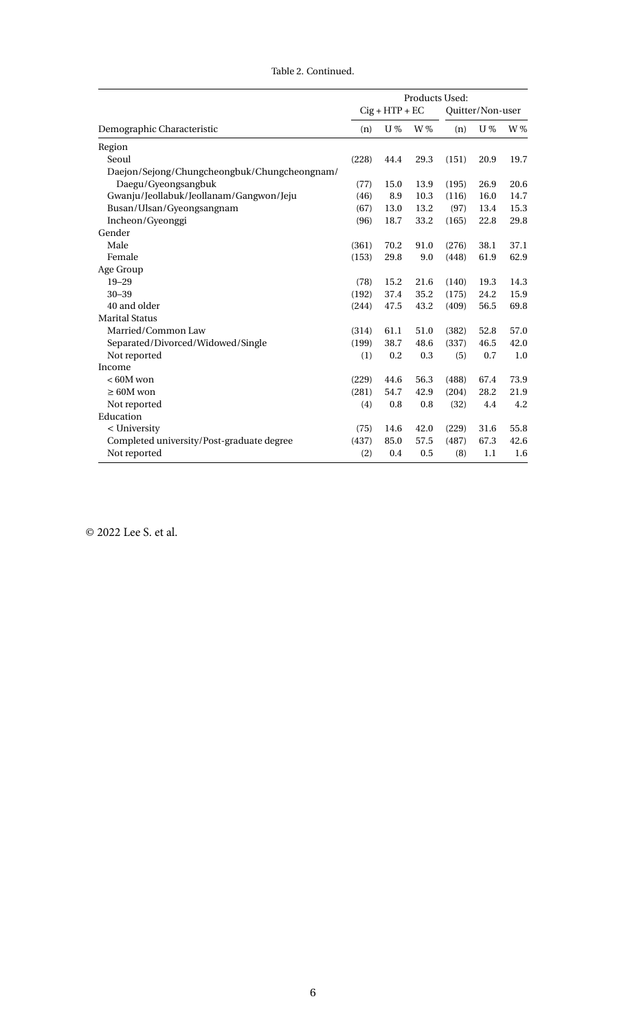Table 2. Continued.

| | Products Used: | | | | | |
|---|---|---|---|---|---|---|
| | Cig + HTP + EC | | | Quitter/Non-user | | |
| Demographic Characteristic | (n) | U % | W % | (n) | U % | W % |
| Region | | | | | | |
| Seoul | (228) | 44.4 | 29.3 | (151) | 20.9 | 19.7 |
| Daejon/Sejong/Chungcheongbuk/Chungcheongnam/ | | | | | | |
| Daegu/Gyeongsangbuk | (77) | 15.0 | 13.9 | (195) | 26.9 | 20.6 |
| Gwanju/Jeollabuk/Jeollanam/Gangwon/Jeju | (46) | 8.9 | 10.3 | (116) | 16.0 | 14.7 |
| Busan/Ulsan/Gyeongsangnam | (67) | 13.0 | 13.2 | (97) | 13.4 | 15.3 |
| Incheon/Gyeonggi | (96) | 18.7 | 33.2 | (165) | 22.8 | 29.8 |
| Gender | | | | | | |
| Male | (361) | 70.2 | 91.0 | (276) | 38.1 | 37.1 |
| Female | (153) | 29.8 | 9.0 | (448) | 61.9 | 62.9 |
| Age Group | | | | | | |
| 19–29 | (78) | 15.2 | 21.6 | (140) | 19.3 | 14.3 |
| 30–39 | (192) | 37.4 | 35.2 | (175) | 24.2 | 15.9 |
| 40 and older | (244) | 47.5 | 43.2 | (409) | 56.5 | 69.8 |
| Marital Status | | | | | | |
| Married/Common Law | (314) | 61.1 | 51.0 | (382) | 52.8 | 57.0 |
| Separated/Divorced/Widowed/Single | (199) | 38.7 | 48.6 | (337) | 46.5 | 42.0 |
| Not reported | (1) | 0.2 | 0.3 | (5) | 0.7 | 1.0 |
| Income | | | | | | |
| < 60M won | (229) | 44.6 | 56.3 | (488) | 67.4 | 73.9 |
| ≥ 60M won | (281) | 54.7 | 42.9 | (204) | 28.2 | 21.9 |
| Not reported | (4) | 0.8 | 0.8 | (32) | 4.4 | 4.2 |
| Education | | | | | | |
| < University | (75) | 14.6 | 42.0 | (229) | 31.6 | 55.8 |
| Completed university/Post-graduate degree | (437) | 85.0 | 57.5 | (487) | 67.3 | 42.6 |
| Not reported | (2) | 0.4 | 0.5 | (8) | 1.1 | 1.6 |

© 2022 Lee S. et al.